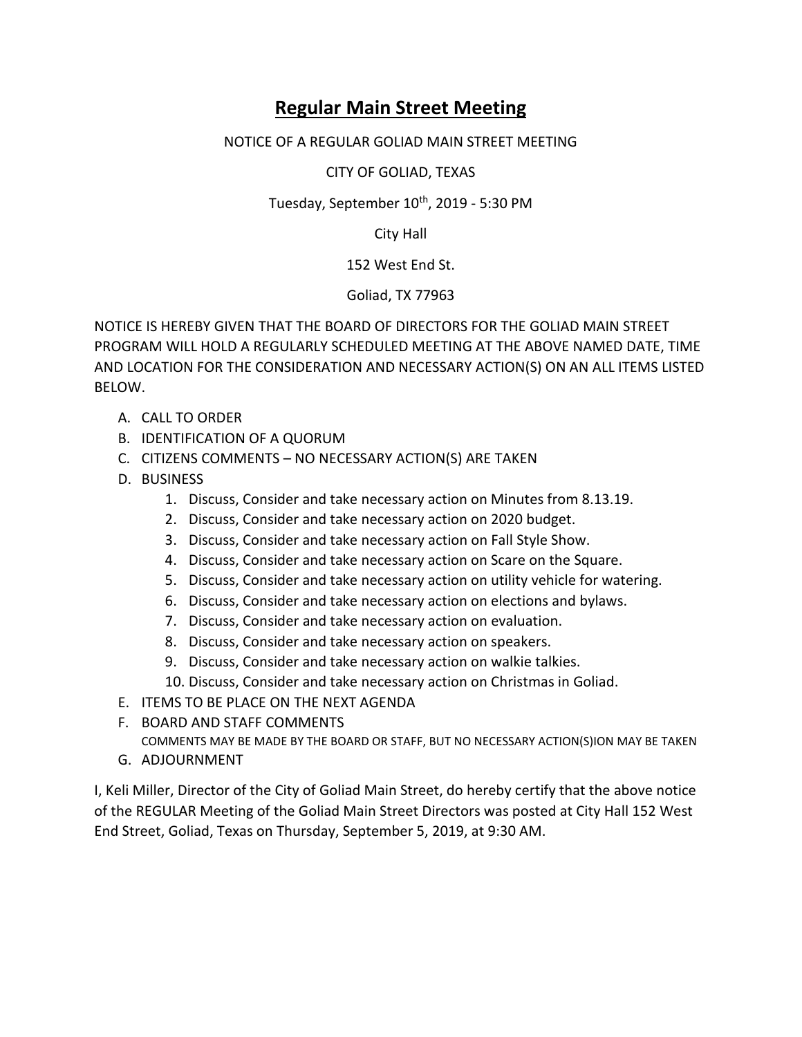# Regular Main Street Meeting

NOTICE OF A REGULAR GOLIAD MAIN STREET MEETING

CITY OF GOLIAD, TEXAS

Tuesday, September 10th, 2019 - 5:30 PM

City Hall

152 West End St.

Goliad, TX 77963

NOTICE IS HEREBY GIVEN THAT THE BOARD OF DIRECTORS FOR THE GOLIAD MAIN STREET PROGRAM WILL HOLD A REGULARLY SCHEDULED MEETING AT THE ABOVE NAMED DATE, TIME AND LOCATION FOR THE CONSIDERATION AND NECESSARY ACTION(S) ON AN ALL ITEMS LISTED BELOW.

A. CALL TO ORDER
B. IDENTIFICATION OF A QUORUM
C. CITIZENS COMMENTS – NO NECESSARY ACTION(S) ARE TAKEN
D. BUSINESS
    1. Discuss, Consider and take necessary action on Minutes from 8.13.19.
    2. Discuss, Consider and take necessary action on 2020 budget.
    3. Discuss, Consider and take necessary action on Fall Style Show.
    4. Discuss, Consider and take necessary action on Scare on the Square.
    5. Discuss, Consider and take necessary action on utility vehicle for watering.
    6. Discuss, Consider and take necessary action on elections and bylaws.
    7. Discuss, Consider and take necessary action on evaluation.
    8. Discuss, Consider and take necessary action on speakers.
    9. Discuss, Consider and take necessary action on walkie talkies.
    10. Discuss, Consider and take necessary action on Christmas in Goliad.
E. ITEMS TO BE PLACE ON THE NEXT AGENDA
F. BOARD AND STAFF COMMENTS
   COMMENTS MAY BE MADE BY THE BOARD OR STAFF, BUT NO NECESSARY ACTION(S)ION MAY BE TAKEN
G. ADJOURNMENT

I, Keli Miller, Director of the City of Goliad Main Street, do hereby certify that the above notice of the REGULAR Meeting of the Goliad Main Street Directors was posted at City Hall 152 West End Street, Goliad, Texas on Thursday, September 5, 2019, at 9:30 AM.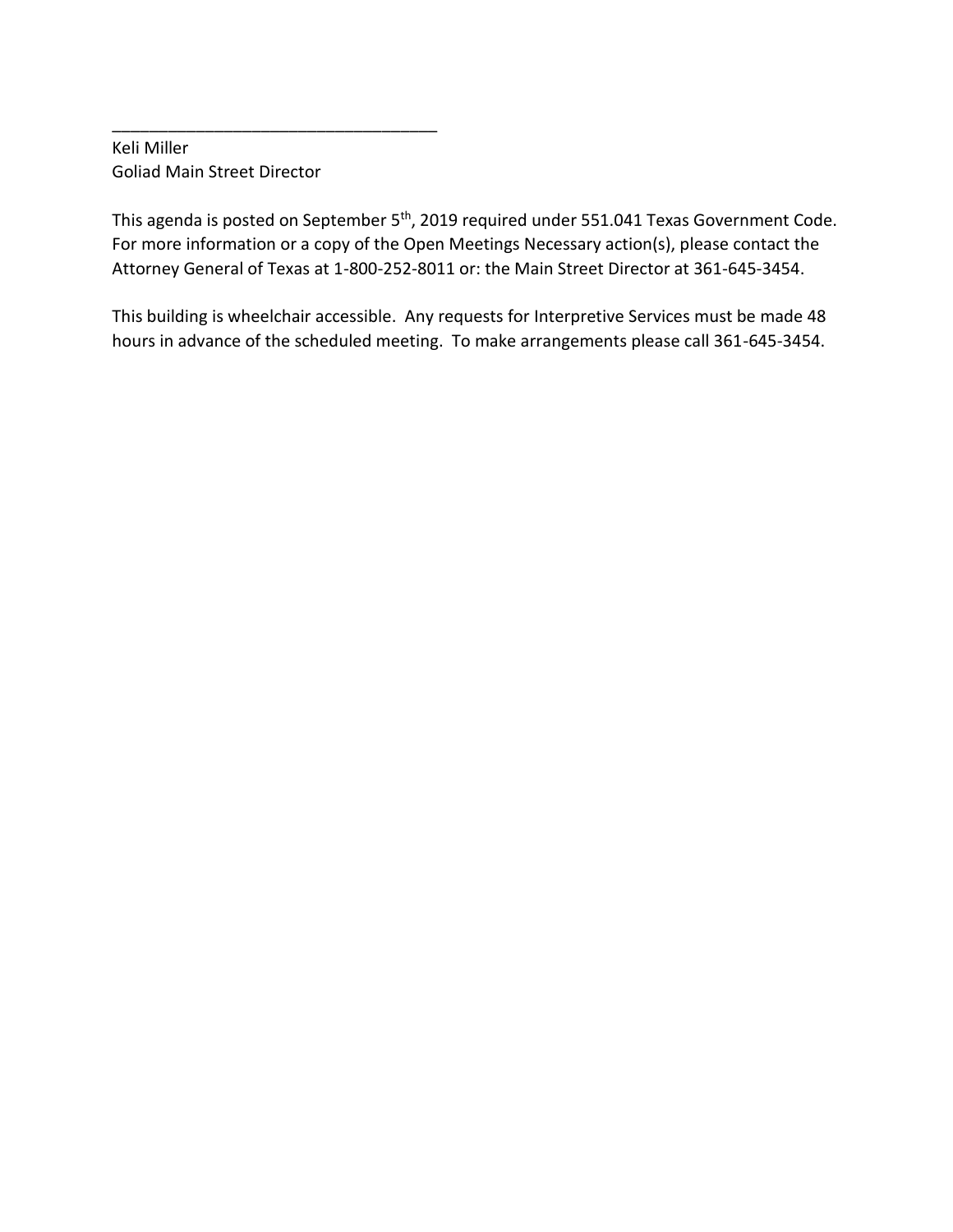\_\_\_\_\_\_\_\_\_\_\_\_\_\_\_\_\_\_\_\_\_\_\_\_\_\_\_\_\_\_\_\_\_\_\_\_

Keli Miller
Goliad Main Street Director

This agenda is posted on September 5th, 2019 required under 551.041 Texas Government Code. For more information or a copy of the Open Meetings Necessary action(s), please contact the Attorney General of Texas at 1-800-252-8011 or: the Main Street Director at 361-645-3454.

This building is wheelchair accessible. Any requests for Interpretive Services must be made 48 hours in advance of the scheduled meeting. To make arrangements please call 361-645-3454.